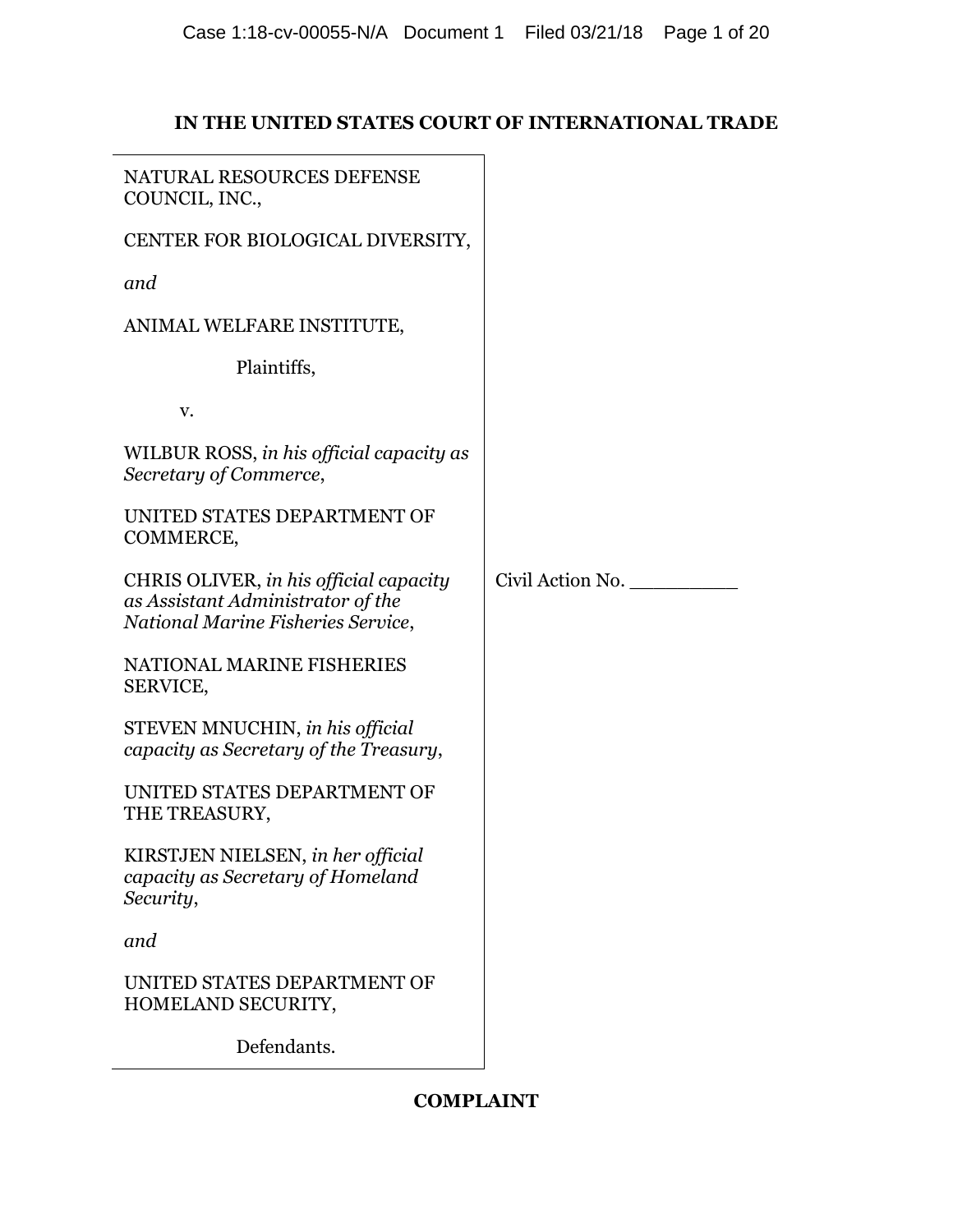# IN THE UNITED STATES COURT OF INTERNATIONAL TRADE

NATURAL RESOURCES DEFENSE COUNCIL, INC.,

CENTER FOR BIOLOGICAL DIVERSITY,

*and*

ANIMAL WELFARE INSTITUTE,

Plaintiffs,

v.

WILBUR ROSS, *in his official capacity as Secretary of Commerce*,

UNITED STATES DEPARTMENT OF COMMERCE,

CHRIS OLIVER, *in his official capacity as Assistant Administrator of the National Marine Fisheries Service*,

NATIONAL MARINE FISHERIES SERVICE,

STEVEN MNUCHIN, *in his official capacity as Secretary of the Treasury*,

UNITED STATES DEPARTMENT OF THE TREASURY,

KIRSTJEN NIELSEN, *in her official capacity as Secretary of Homeland Security*,

*and*

UNITED STATES DEPARTMENT OF HOMELAND SECURITY,

Defendants.

Civil Action No. __________

## COMPLAINT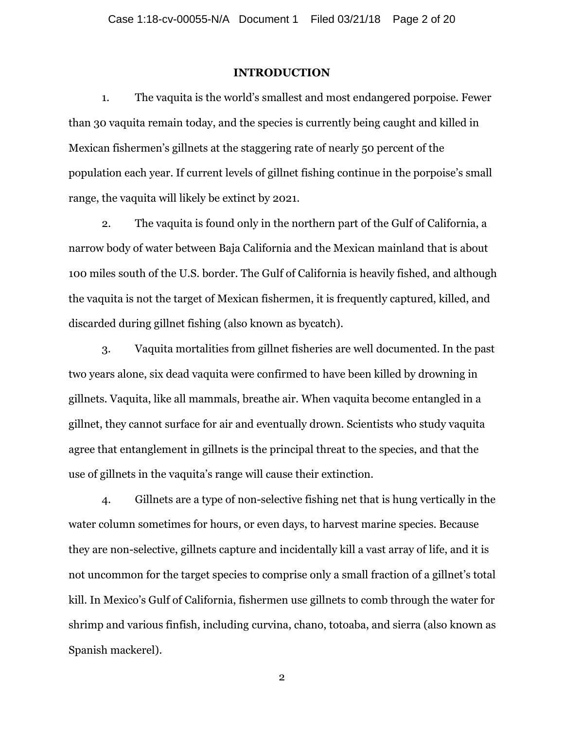## INTRODUCTION

1. The vaquita is the world's smallest and most endangered porpoise. Fewer than 30 vaquita remain today, and the species is currently being caught and killed in Mexican fishermen's gillnets at the staggering rate of nearly 50 percent of the population each year. If current levels of gillnet fishing continue in the porpoise's small range, the vaquita will likely be extinct by 2021.

2. The vaquita is found only in the northern part of the Gulf of California, a narrow body of water between Baja California and the Mexican mainland that is about 100 miles south of the U.S. border. The Gulf of California is heavily fished, and although the vaquita is not the target of Mexican fishermen, it is frequently captured, killed, and discarded during gillnet fishing (also known as bycatch).

3. Vaquita mortalities from gillnet fisheries are well documented. In the past two years alone, six dead vaquita were confirmed to have been killed by drowning in gillnets. Vaquita, like all mammals, breathe air. When vaquita become entangled in a gillnet, they cannot surface for air and eventually drown. Scientists who study vaquita agree that entanglement in gillnets is the principal threat to the species, and that the use of gillnets in the vaquita's range will cause their extinction.

4. Gillnets are a type of non-selective fishing net that is hung vertically in the water column sometimes for hours, or even days, to harvest marine species. Because they are non-selective, gillnets capture and incidentally kill a vast array of life, and it is not uncommon for the target species to comprise only a small fraction of a gillnet's total kill. In Mexico's Gulf of California, fishermen use gillnets to comb through the water for shrimp and various finfish, including curvina, chano, totoaba, and sierra (also known as Spanish mackerel).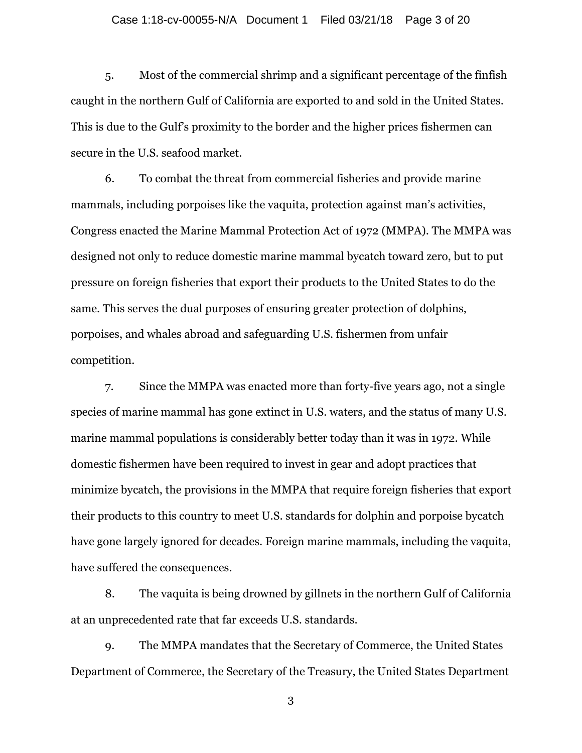5. Most of the commercial shrimp and a significant percentage of the finfish caught in the northern Gulf of California are exported to and sold in the United States. This is due to the Gulf's proximity to the border and the higher prices fishermen can secure in the U.S. seafood market.

6. To combat the threat from commercial fisheries and provide marine mammals, including porpoises like the vaquita, protection against man's activities, Congress enacted the Marine Mammal Protection Act of 1972 (MMPA). The MMPA was designed not only to reduce domestic marine mammal bycatch toward zero, but to put pressure on foreign fisheries that export their products to the United States to do the same. This serves the dual purposes of ensuring greater protection of dolphins, porpoises, and whales abroad and safeguarding U.S. fishermen from unfair competition.

7. Since the MMPA was enacted more than forty-five years ago, not a single species of marine mammal has gone extinct in U.S. waters, and the status of many U.S. marine mammal populations is considerably better today than it was in 1972. While domestic fishermen have been required to invest in gear and adopt practices that minimize bycatch, the provisions in the MMPA that require foreign fisheries that export their products to this country to meet U.S. standards for dolphin and porpoise bycatch have gone largely ignored for decades. Foreign marine mammals, including the vaquita, have suffered the consequences.

8. The vaquita is being drowned by gillnets in the northern Gulf of California at an unprecedented rate that far exceeds U.S. standards.

9. The MMPA mandates that the Secretary of Commerce, the United States Department of Commerce, the Secretary of the Treasury, the United States Department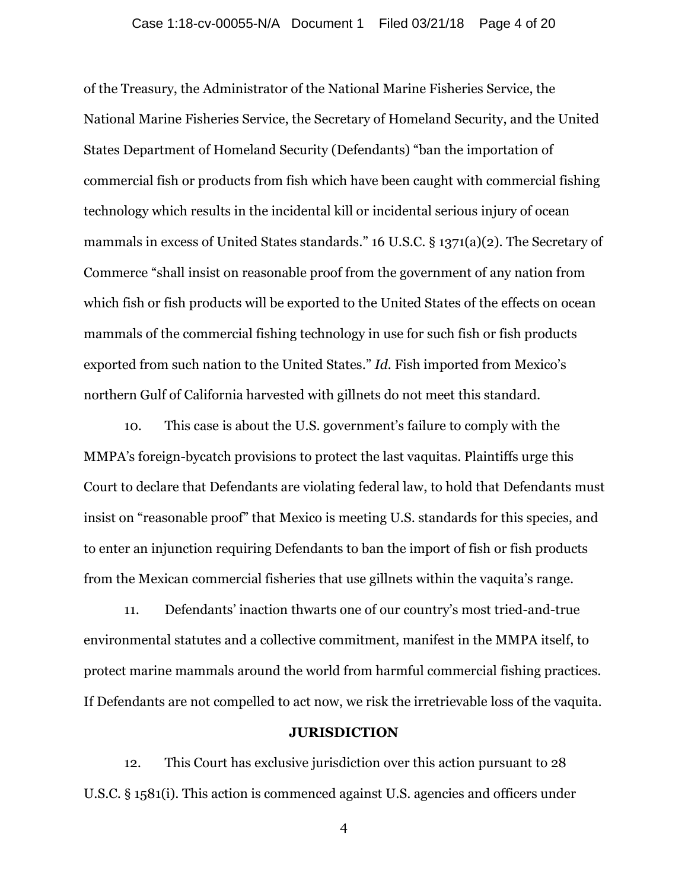of the Treasury, the Administrator of the National Marine Fisheries Service, the National Marine Fisheries Service, the Secretary of Homeland Security, and the United States Department of Homeland Security (Defendants) "ban the importation of commercial fish or products from fish which have been caught with commercial fishing technology which results in the incidental kill or incidental serious injury of ocean mammals in excess of United States standards." 16 U.S.C. § 1371(a)(2). The Secretary of Commerce "shall insist on reasonable proof from the government of any nation from which fish or fish products will be exported to the United States of the effects on ocean mammals of the commercial fishing technology in use for such fish or fish products exported from such nation to the United States." *Id.* Fish imported from Mexico's northern Gulf of California harvested with gillnets do not meet this standard.

10. This case is about the U.S. government's failure to comply with the MMPA's foreign-bycatch provisions to protect the last vaquitas. Plaintiffs urge this Court to declare that Defendants are violating federal law, to hold that Defendants must insist on "reasonable proof" that Mexico is meeting U.S. standards for this species, and to enter an injunction requiring Defendants to ban the import of fish or fish products from the Mexican commercial fisheries that use gillnets within the vaquita's range.

11. Defendants' inaction thwarts one of our country's most tried-and-true environmental statutes and a collective commitment, manifest in the MMPA itself, to protect marine mammals around the world from harmful commercial fishing practices. If Defendants are not compelled to act now, we risk the irretrievable loss of the vaquita.

## JURISDICTION

12. This Court has exclusive jurisdiction over this action pursuant to 28 U.S.C. § 1581(i). This action is commenced against U.S. agencies and officers under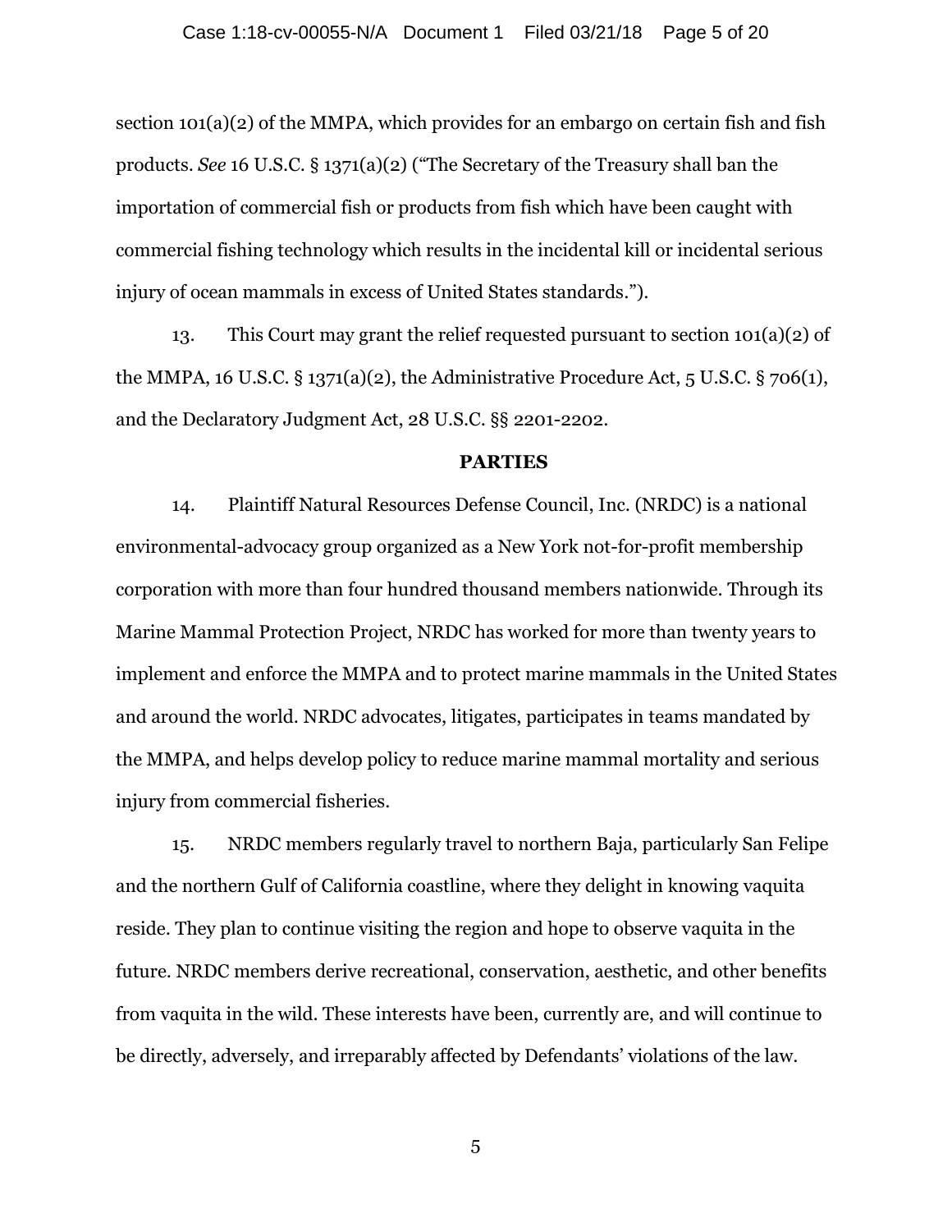section 101(a)(2) of the MMPA, which provides for an embargo on certain fish and fish products. *See* 16 U.S.C. § 1371(a)(2) ("The Secretary of the Treasury shall ban the importation of commercial fish or products from fish which have been caught with commercial fishing technology which results in the incidental kill or incidental serious injury of ocean mammals in excess of United States standards.").

13. This Court may grant the relief requested pursuant to section 101(a)(2) of the MMPA, 16 U.S.C. § 1371(a)(2), the Administrative Procedure Act, 5 U.S.C. § 706(1), and the Declaratory Judgment Act, 28 U.S.C. §§ 2201-2202.

## PARTIES

14. Plaintiff Natural Resources Defense Council, Inc. (NRDC) is a national environmental-advocacy group organized as a New York not-for-profit membership corporation with more than four hundred thousand members nationwide. Through its Marine Mammal Protection Project, NRDC has worked for more than twenty years to implement and enforce the MMPA and to protect marine mammals in the United States and around the world. NRDC advocates, litigates, participates in teams mandated by the MMPA, and helps develop policy to reduce marine mammal mortality and serious injury from commercial fisheries.

15. NRDC members regularly travel to northern Baja, particularly San Felipe and the northern Gulf of California coastline, where they delight in knowing vaquita reside. They plan to continue visiting the region and hope to observe vaquita in the future. NRDC members derive recreational, conservation, aesthetic, and other benefits from vaquita in the wild. These interests have been, currently are, and will continue to be directly, adversely, and irreparably affected by Defendants' violations of the law.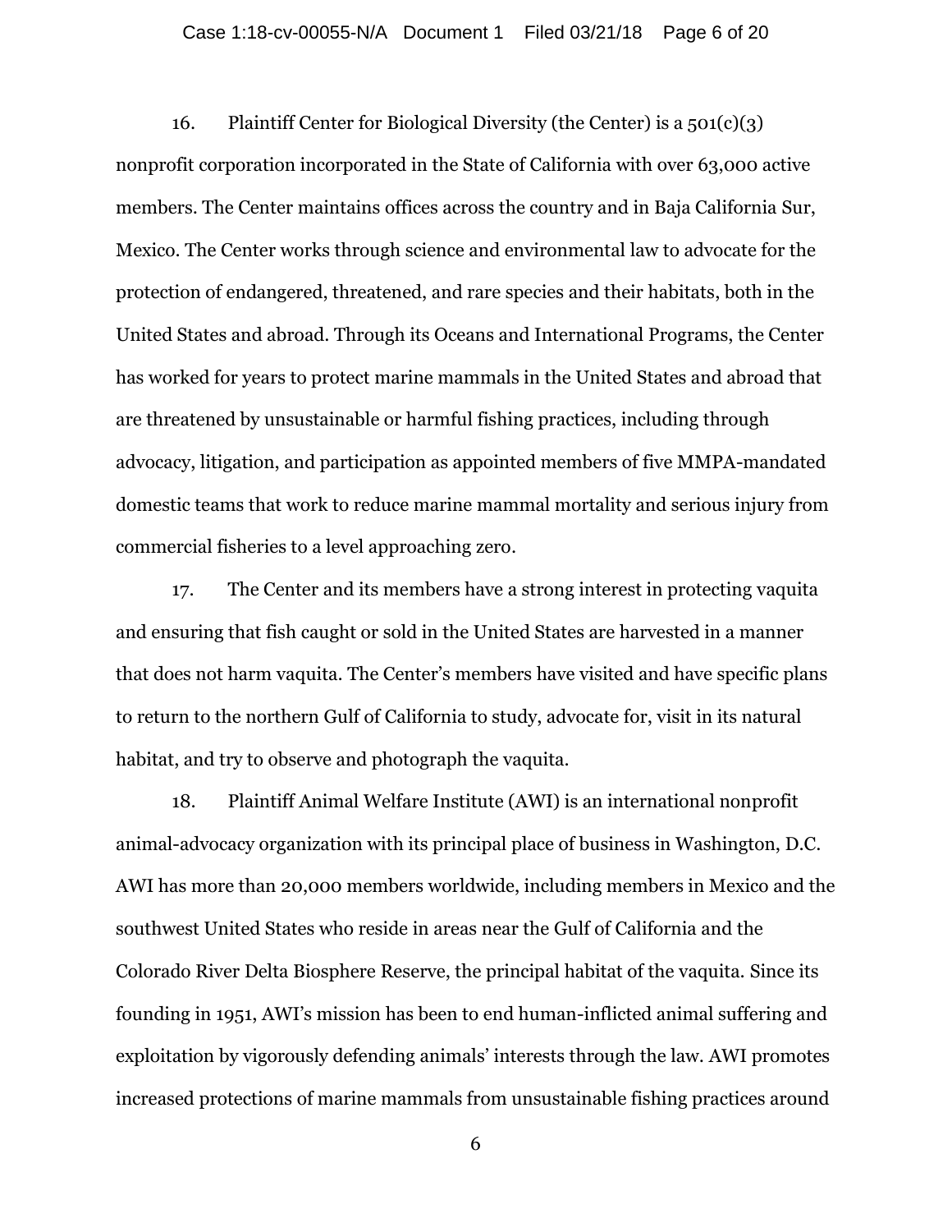16. Plaintiff Center for Biological Diversity (the Center) is a 501(c)(3) nonprofit corporation incorporated in the State of California with over 63,000 active members. The Center maintains offices across the country and in Baja California Sur, Mexico. The Center works through science and environmental law to advocate for the protection of endangered, threatened, and rare species and their habitats, both in the United States and abroad. Through its Oceans and International Programs, the Center has worked for years to protect marine mammals in the United States and abroad that are threatened by unsustainable or harmful fishing practices, including through advocacy, litigation, and participation as appointed members of five MMPA-mandated domestic teams that work to reduce marine mammal mortality and serious injury from commercial fisheries to a level approaching zero.

17. The Center and its members have a strong interest in protecting vaquita and ensuring that fish caught or sold in the United States are harvested in a manner that does not harm vaquita. The Center's members have visited and have specific plans to return to the northern Gulf of California to study, advocate for, visit in its natural habitat, and try to observe and photograph the vaquita.

18. Plaintiff Animal Welfare Institute (AWI) is an international nonprofit animal-advocacy organization with its principal place of business in Washington, D.C. AWI has more than 20,000 members worldwide, including members in Mexico and the southwest United States who reside in areas near the Gulf of California and the Colorado River Delta Biosphere Reserve, the principal habitat of the vaquita. Since its founding in 1951, AWI's mission has been to end human-inflicted animal suffering and exploitation by vigorously defending animals' interests through the law. AWI promotes increased protections of marine mammals from unsustainable fishing practices around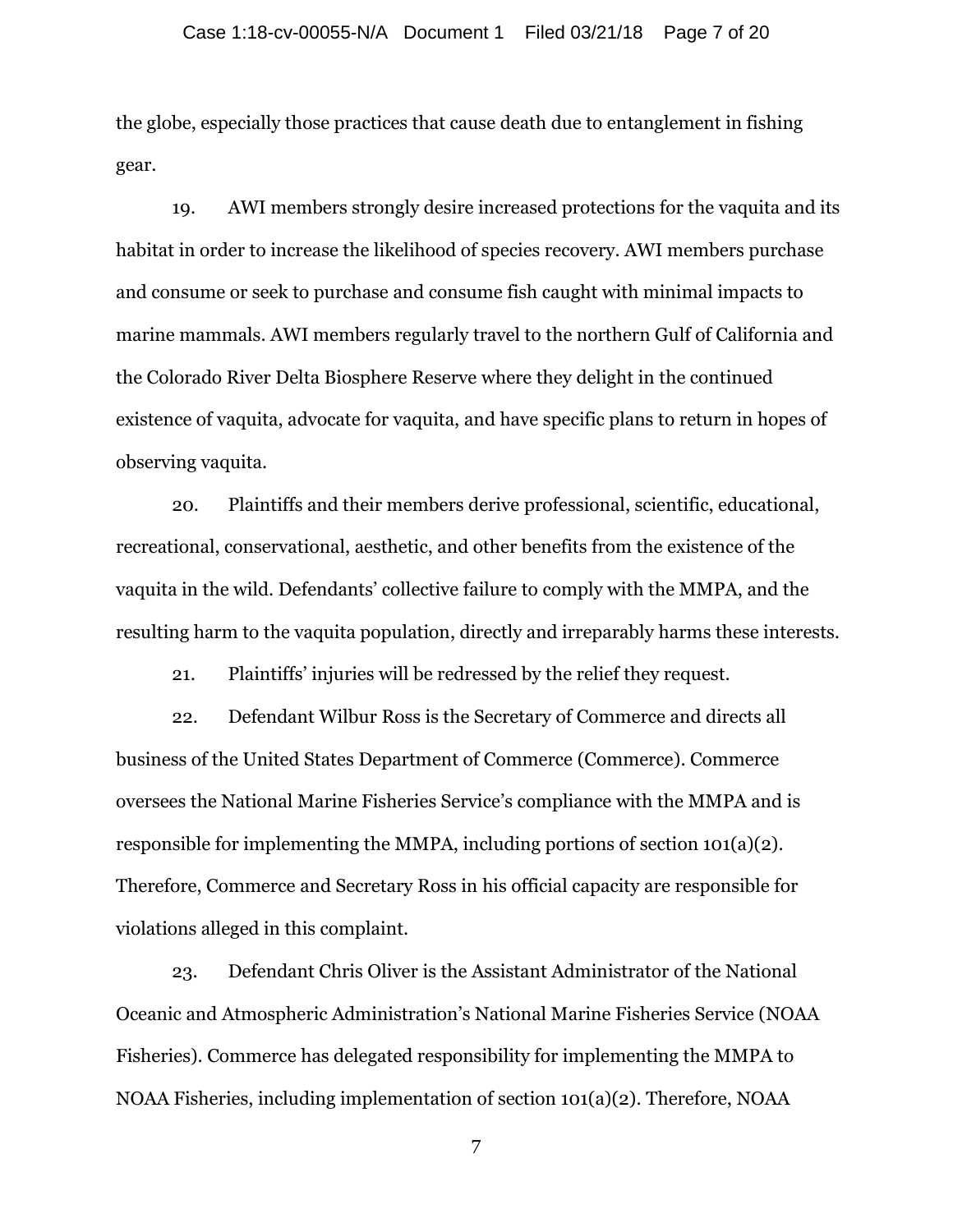the globe, especially those practices that cause death due to entanglement in fishing gear.

19. AWI members strongly desire increased protections for the vaquita and its habitat in order to increase the likelihood of species recovery. AWI members purchase and consume or seek to purchase and consume fish caught with minimal impacts to marine mammals. AWI members regularly travel to the northern Gulf of California and the Colorado River Delta Biosphere Reserve where they delight in the continued existence of vaquita, advocate for vaquita, and have specific plans to return in hopes of observing vaquita.

20. Plaintiffs and their members derive professional, scientific, educational, recreational, conservational, aesthetic, and other benefits from the existence of the vaquita in the wild. Defendants' collective failure to comply with the MMPA, and the resulting harm to the vaquita population, directly and irreparably harms these interests.

21. Plaintiffs' injuries will be redressed by the relief they request.

22. Defendant Wilbur Ross is the Secretary of Commerce and directs all business of the United States Department of Commerce (Commerce). Commerce oversees the National Marine Fisheries Service's compliance with the MMPA and is responsible for implementing the MMPA, including portions of section 101(a)(2). Therefore, Commerce and Secretary Ross in his official capacity are responsible for violations alleged in this complaint.

23. Defendant Chris Oliver is the Assistant Administrator of the National Oceanic and Atmospheric Administration's National Marine Fisheries Service (NOAA Fisheries). Commerce has delegated responsibility for implementing the MMPA to NOAA Fisheries, including implementation of section 101(a)(2). Therefore, NOAA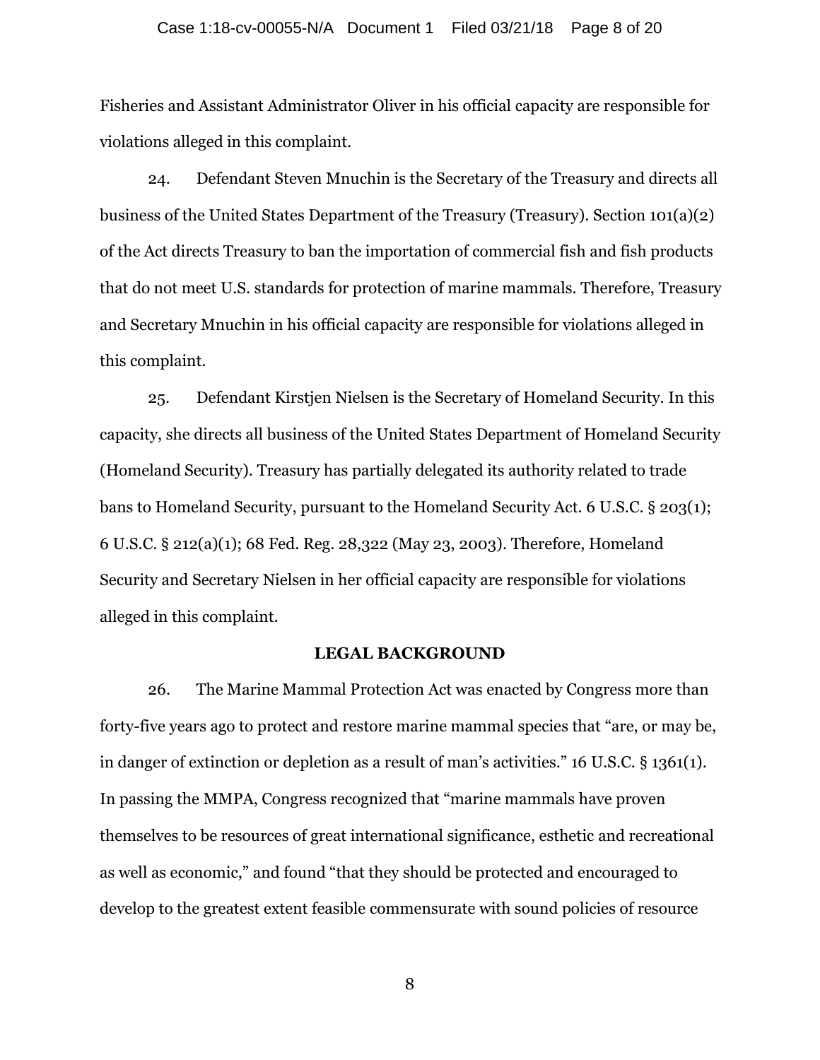Fisheries and Assistant Administrator Oliver in his official capacity are responsible for violations alleged in this complaint.

24. Defendant Steven Mnuchin is the Secretary of the Treasury and directs all business of the United States Department of the Treasury (Treasury). Section 101(a)(2) of the Act directs Treasury to ban the importation of commercial fish and fish products that do not meet U.S. standards for protection of marine mammals. Therefore, Treasury and Secretary Mnuchin in his official capacity are responsible for violations alleged in this complaint.

25. Defendant Kirstjen Nielsen is the Secretary of Homeland Security. In this capacity, she directs all business of the United States Department of Homeland Security (Homeland Security). Treasury has partially delegated its authority related to trade bans to Homeland Security, pursuant to the Homeland Security Act. 6 U.S.C. § 203(1); 6 U.S.C. § 212(a)(1); 68 Fed. Reg. 28,322 (May 23, 2003). Therefore, Homeland Security and Secretary Nielsen in her official capacity are responsible for violations alleged in this complaint.

## LEGAL BACKGROUND

26. The Marine Mammal Protection Act was enacted by Congress more than forty-five years ago to protect and restore marine mammal species that "are, or may be, in danger of extinction or depletion as a result of man's activities." 16 U.S.C. § 1361(1). In passing the MMPA, Congress recognized that "marine mammals have proven themselves to be resources of great international significance, esthetic and recreational as well as economic," and found "that they should be protected and encouraged to develop to the greatest extent feasible commensurate with sound policies of resource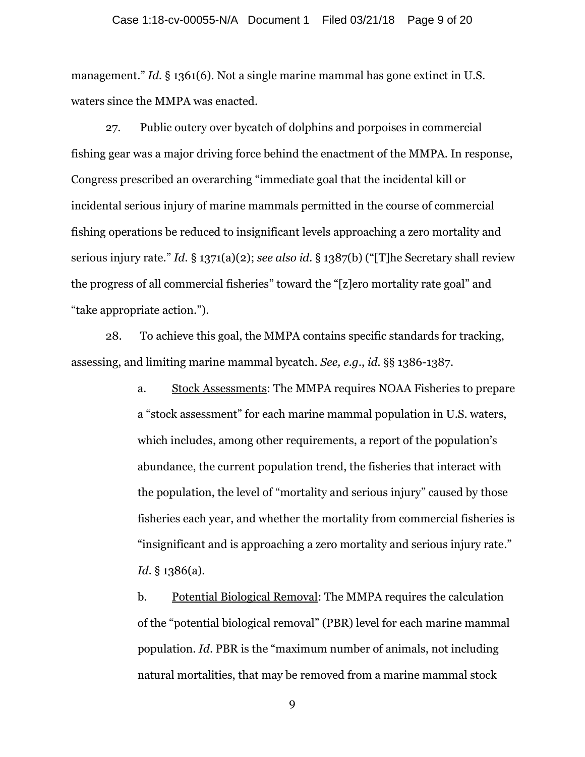management." *Id.* § 1361(6). Not a single marine mammal has gone extinct in U.S. waters since the MMPA was enacted.

27. Public outcry over bycatch of dolphins and porpoises in commercial fishing gear was a major driving force behind the enactment of the MMPA. In response, Congress prescribed an overarching "immediate goal that the incidental kill or incidental serious injury of marine mammals permitted in the course of commercial fishing operations be reduced to insignificant levels approaching a zero mortality and serious injury rate." *Id.* § 1371(a)(2); *see also id.* § 1387(b) ("[T]he Secretary shall review the progress of all commercial fisheries" toward the "[z]ero mortality rate goal" and "take appropriate action.").

28. To achieve this goal, the MMPA contains specific standards for tracking, assessing, and limiting marine mammal bycatch. *See, e.g.*, *id.* §§ 1386-1387.

> a. <u>Stock Assessments</u>: The MMPA requires NOAA Fisheries to prepare a "stock assessment" for each marine mammal population in U.S. waters, which includes, among other requirements, a report of the population's abundance, the current population trend, the fisheries that interact with the population, the level of "mortality and serious injury" caused by those fisheries each year, and whether the mortality from commercial fisheries is "insignificant and is approaching a zero mortality and serious injury rate." *Id.* § 1386(a).
>
> b. <u>Potential Biological Removal</u>: The MMPA requires the calculation of the "potential biological removal" (PBR) level for each marine mammal population. *Id.* PBR is the "maximum number of animals, not including natural mortalities, that may be removed from a marine mammal stock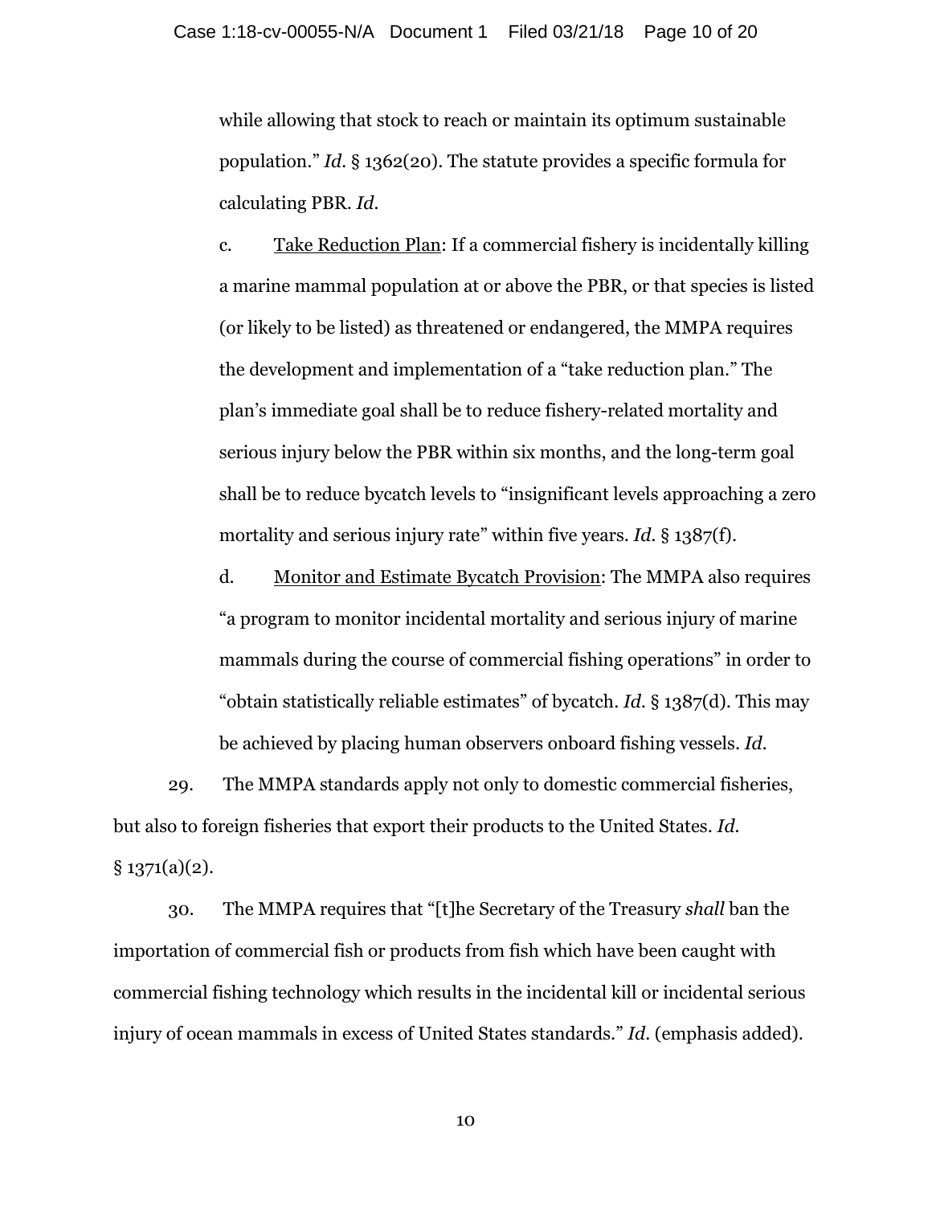while allowing that stock to reach or maintain its optimum sustainable population." *Id.* § 1362(20). The statute provides a specific formula for calculating PBR. *Id.*

c. <u>Take Reduction Plan</u>: If a commercial fishery is incidentally killing a marine mammal population at or above the PBR, or that species is listed (or likely to be listed) as threatened or endangered, the MMPA requires the development and implementation of a "take reduction plan." The plan's immediate goal shall be to reduce fishery-related mortality and serious injury below the PBR within six months, and the long-term goal shall be to reduce bycatch levels to "insignificant levels approaching a zero mortality and serious injury rate" within five years. *Id.* § 1387(f).

d. <u>Monitor and Estimate Bycatch Provision</u>: The MMPA also requires "a program to monitor incidental mortality and serious injury of marine mammals during the course of commercial fishing operations" in order to "obtain statistically reliable estimates" of bycatch. *Id.* § 1387(d). This may be achieved by placing human observers onboard fishing vessels. *Id.*

29. The MMPA standards apply not only to domestic commercial fisheries, but also to foreign fisheries that export their products to the United States. *Id.* § 1371(a)(2).

30. The MMPA requires that "[t]he Secretary of the Treasury *shall* ban the importation of commercial fish or products from fish which have been caught with commercial fishing technology which results in the incidental kill or incidental serious injury of ocean mammals in excess of United States standards." *Id.* (emphasis added).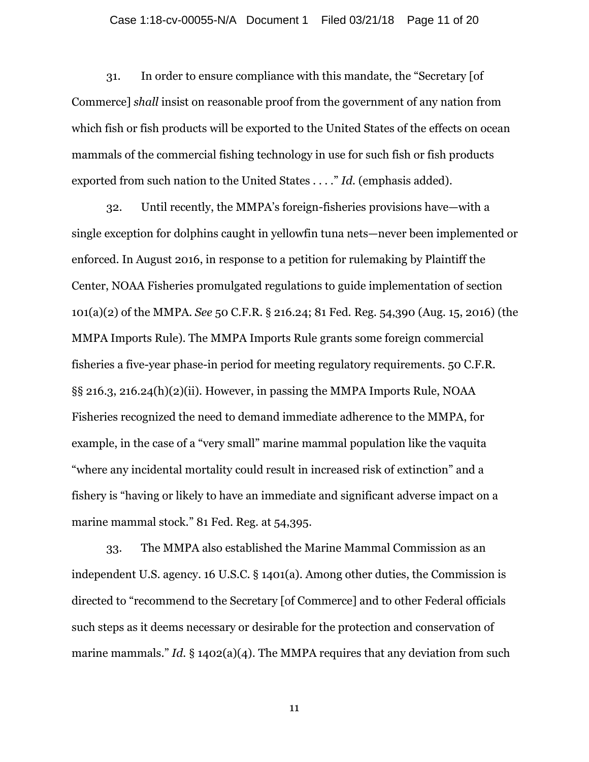31. In order to ensure compliance with this mandate, the "Secretary [of Commerce] *shall* insist on reasonable proof from the government of any nation from which fish or fish products will be exported to the United States of the effects on ocean mammals of the commercial fishing technology in use for such fish or fish products exported from such nation to the United States . . . ." *Id.* (emphasis added).

32. Until recently, the MMPA's foreign-fisheries provisions have—with a single exception for dolphins caught in yellowfin tuna nets—never been implemented or enforced. In August 2016, in response to a petition for rulemaking by Plaintiff the Center, NOAA Fisheries promulgated regulations to guide implementation of section 101(a)(2) of the MMPA. *See* 50 C.F.R. § 216.24; 81 Fed. Reg. 54,390 (Aug. 15, 2016) (the MMPA Imports Rule). The MMPA Imports Rule grants some foreign commercial fisheries a five-year phase-in period for meeting regulatory requirements. 50 C.F.R. §§ 216.3, 216.24(h)(2)(ii). However, in passing the MMPA Imports Rule, NOAA Fisheries recognized the need to demand immediate adherence to the MMPA, for example, in the case of a "very small" marine mammal population like the vaquita "where any incidental mortality could result in increased risk of extinction" and a fishery is "having or likely to have an immediate and significant adverse impact on a marine mammal stock." 81 Fed. Reg. at 54,395.

33. The MMPA also established the Marine Mammal Commission as an independent U.S. agency. 16 U.S.C. § 1401(a). Among other duties, the Commission is directed to "recommend to the Secretary [of Commerce] and to other Federal officials such steps as it deems necessary or desirable for the protection and conservation of marine mammals." *Id.* § 1402(a)(4). The MMPA requires that any deviation from such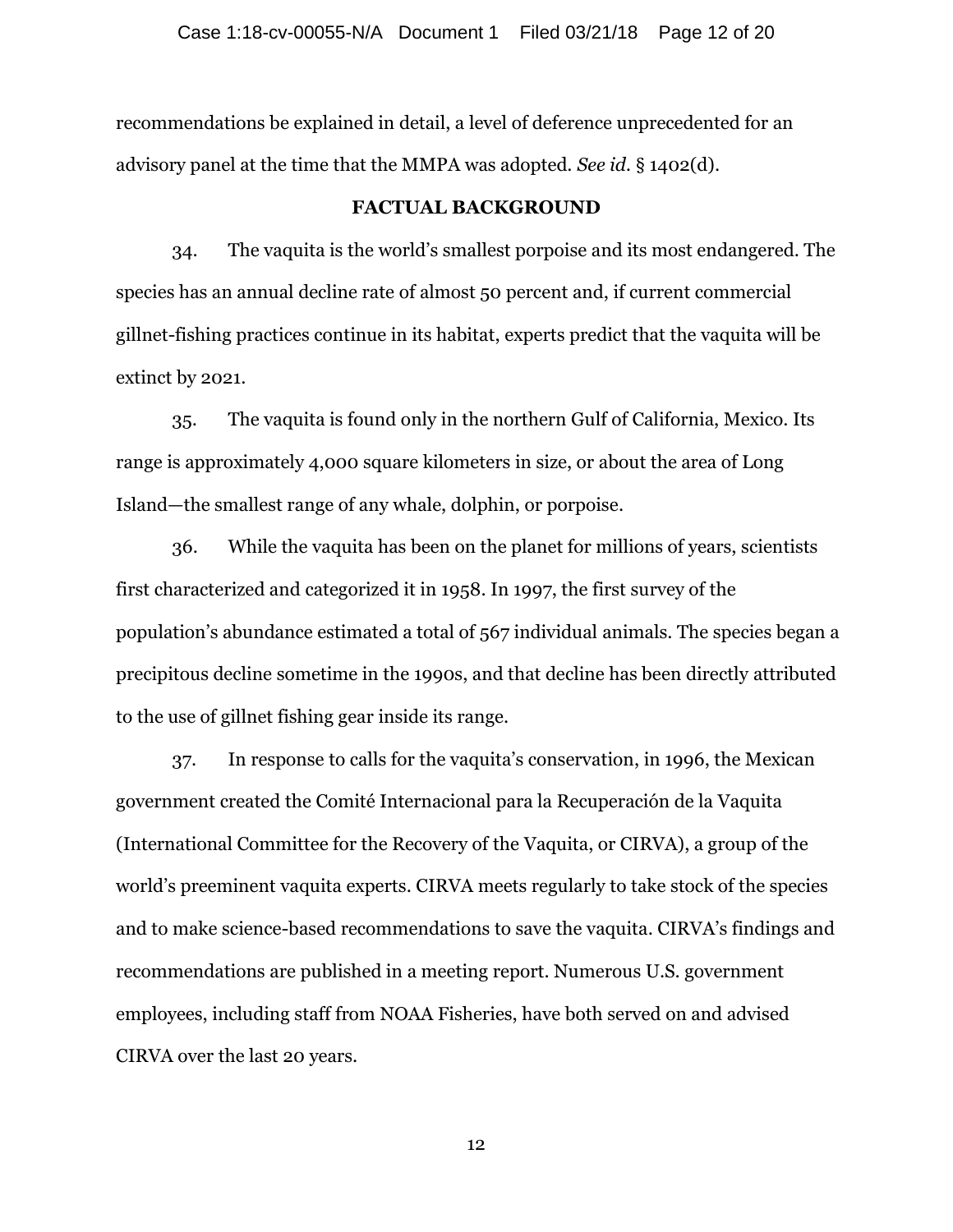recommendations be explained in detail, a level of deference unprecedented for an advisory panel at the time that the MMPA was adopted. *See id.* § 1402(d).

## FACTUAL BACKGROUND

34. The vaquita is the world's smallest porpoise and its most endangered. The species has an annual decline rate of almost 50 percent and, if current commercial gillnet-fishing practices continue in its habitat, experts predict that the vaquita will be extinct by 2021.

35. The vaquita is found only in the northern Gulf of California, Mexico. Its range is approximately 4,000 square kilometers in size, or about the area of Long Island—the smallest range of any whale, dolphin, or porpoise.

36. While the vaquita has been on the planet for millions of years, scientists first characterized and categorized it in 1958. In 1997, the first survey of the population's abundance estimated a total of 567 individual animals. The species began a precipitous decline sometime in the 1990s, and that decline has been directly attributed to the use of gillnet fishing gear inside its range.

37. In response to calls for the vaquita's conservation, in 1996, the Mexican government created the Comité Internacional para la Recuperación de la Vaquita (International Committee for the Recovery of the Vaquita, or CIRVA), a group of the world's preeminent vaquita experts. CIRVA meets regularly to take stock of the species and to make science-based recommendations to save the vaquita. CIRVA's findings and recommendations are published in a meeting report. Numerous U.S. government employees, including staff from NOAA Fisheries, have both served on and advised CIRVA over the last 20 years.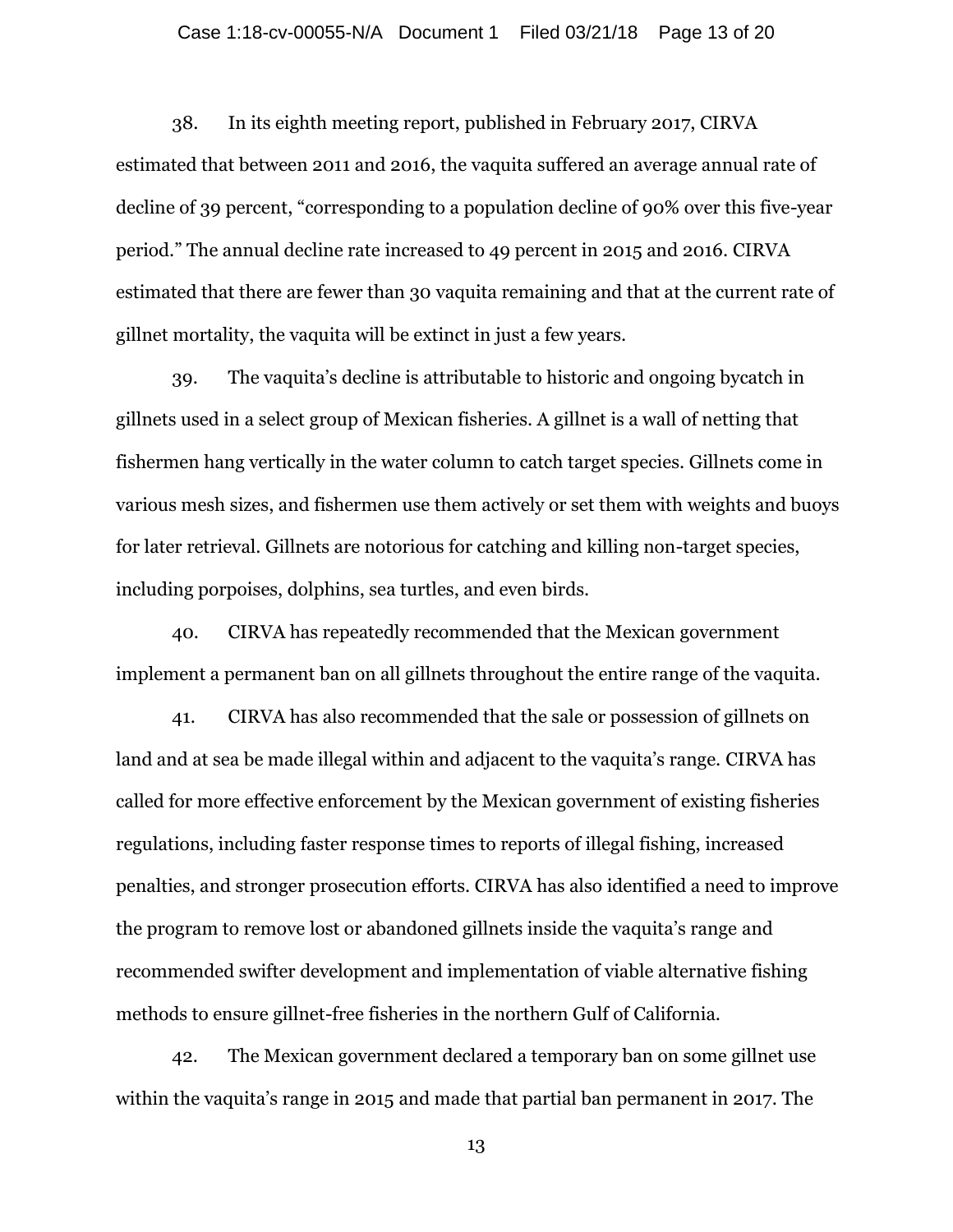38. In its eighth meeting report, published in February 2017, CIRVA estimated that between 2011 and 2016, the vaquita suffered an average annual rate of decline of 39 percent, "corresponding to a population decline of 90% over this five-year period." The annual decline rate increased to 49 percent in 2015 and 2016. CIRVA estimated that there are fewer than 30 vaquita remaining and that at the current rate of gillnet mortality, the vaquita will be extinct in just a few years.

39. The vaquita's decline is attributable to historic and ongoing bycatch in gillnets used in a select group of Mexican fisheries. A gillnet is a wall of netting that fishermen hang vertically in the water column to catch target species. Gillnets come in various mesh sizes, and fishermen use them actively or set them with weights and buoys for later retrieval. Gillnets are notorious for catching and killing non-target species, including porpoises, dolphins, sea turtles, and even birds.

40. CIRVA has repeatedly recommended that the Mexican government implement a permanent ban on all gillnets throughout the entire range of the vaquita.

41. CIRVA has also recommended that the sale or possession of gillnets on land and at sea be made illegal within and adjacent to the vaquita's range. CIRVA has called for more effective enforcement by the Mexican government of existing fisheries regulations, including faster response times to reports of illegal fishing, increased penalties, and stronger prosecution efforts. CIRVA has also identified a need to improve the program to remove lost or abandoned gillnets inside the vaquita's range and recommended swifter development and implementation of viable alternative fishing methods to ensure gillnet-free fisheries in the northern Gulf of California.

42. The Mexican government declared a temporary ban on some gillnet use within the vaquita's range in 2015 and made that partial ban permanent in 2017. The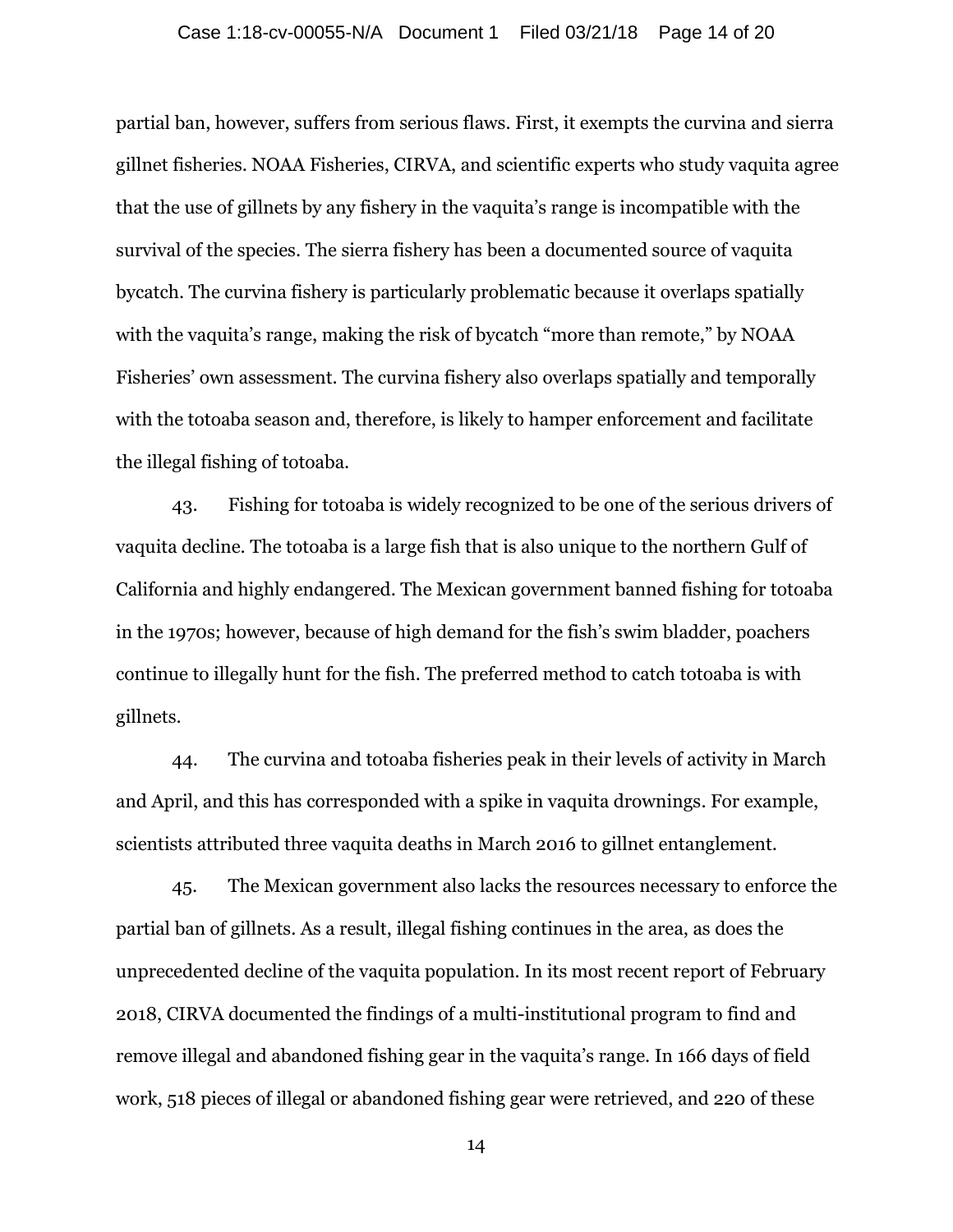partial ban, however, suffers from serious flaws. First, it exempts the curvina and sierra gillnet fisheries. NOAA Fisheries, CIRVA, and scientific experts who study vaquita agree that the use of gillnets by any fishery in the vaquita's range is incompatible with the survival of the species. The sierra fishery has been a documented source of vaquita bycatch. The curvina fishery is particularly problematic because it overlaps spatially with the vaquita's range, making the risk of bycatch "more than remote," by NOAA Fisheries' own assessment. The curvina fishery also overlaps spatially and temporally with the totoaba season and, therefore, is likely to hamper enforcement and facilitate the illegal fishing of totoaba.

43. Fishing for totoaba is widely recognized to be one of the serious drivers of vaquita decline. The totoaba is a large fish that is also unique to the northern Gulf of California and highly endangered. The Mexican government banned fishing for totoaba in the 1970s; however, because of high demand for the fish's swim bladder, poachers continue to illegally hunt for the fish. The preferred method to catch totoaba is with gillnets.

44. The curvina and totoaba fisheries peak in their levels of activity in March and April, and this has corresponded with a spike in vaquita drownings. For example, scientists attributed three vaquita deaths in March 2016 to gillnet entanglement.

45. The Mexican government also lacks the resources necessary to enforce the partial ban of gillnets. As a result, illegal fishing continues in the area, as does the unprecedented decline of the vaquita population. In its most recent report of February 2018, CIRVA documented the findings of a multi-institutional program to find and remove illegal and abandoned fishing gear in the vaquita's range. In 166 days of field work, 518 pieces of illegal or abandoned fishing gear were retrieved, and 220 of these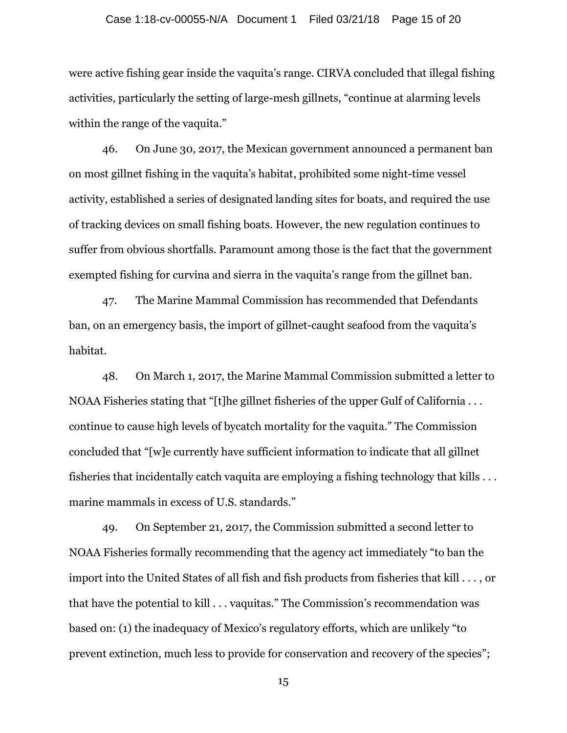were active fishing gear inside the vaquita's range. CIRVA concluded that illegal fishing activities, particularly the setting of large-mesh gillnets, "continue at alarming levels within the range of the vaquita."

46. On June 30, 2017, the Mexican government announced a permanent ban on most gillnet fishing in the vaquita's habitat, prohibited some night-time vessel activity, established a series of designated landing sites for boats, and required the use of tracking devices on small fishing boats. However, the new regulation continues to suffer from obvious shortfalls. Paramount among those is the fact that the government exempted fishing for curvina and sierra in the vaquita's range from the gillnet ban.

47. The Marine Mammal Commission has recommended that Defendants ban, on an emergency basis, the import of gillnet-caught seafood from the vaquita's habitat.

48. On March 1, 2017, the Marine Mammal Commission submitted a letter to NOAA Fisheries stating that "[t]he gillnet fisheries of the upper Gulf of California . . . continue to cause high levels of bycatch mortality for the vaquita." The Commission concluded that "[w]e currently have sufficient information to indicate that all gillnet fisheries that incidentally catch vaquita are employing a fishing technology that kills . . . marine mammals in excess of U.S. standards."

49. On September 21, 2017, the Commission submitted a second letter to NOAA Fisheries formally recommending that the agency act immediately "to ban the import into the United States of all fish and fish products from fisheries that kill . . . , or that have the potential to kill . . . vaquitas." The Commission's recommendation was based on: (1) the inadequacy of Mexico's regulatory efforts, which are unlikely "to prevent extinction, much less to provide for conservation and recovery of the species";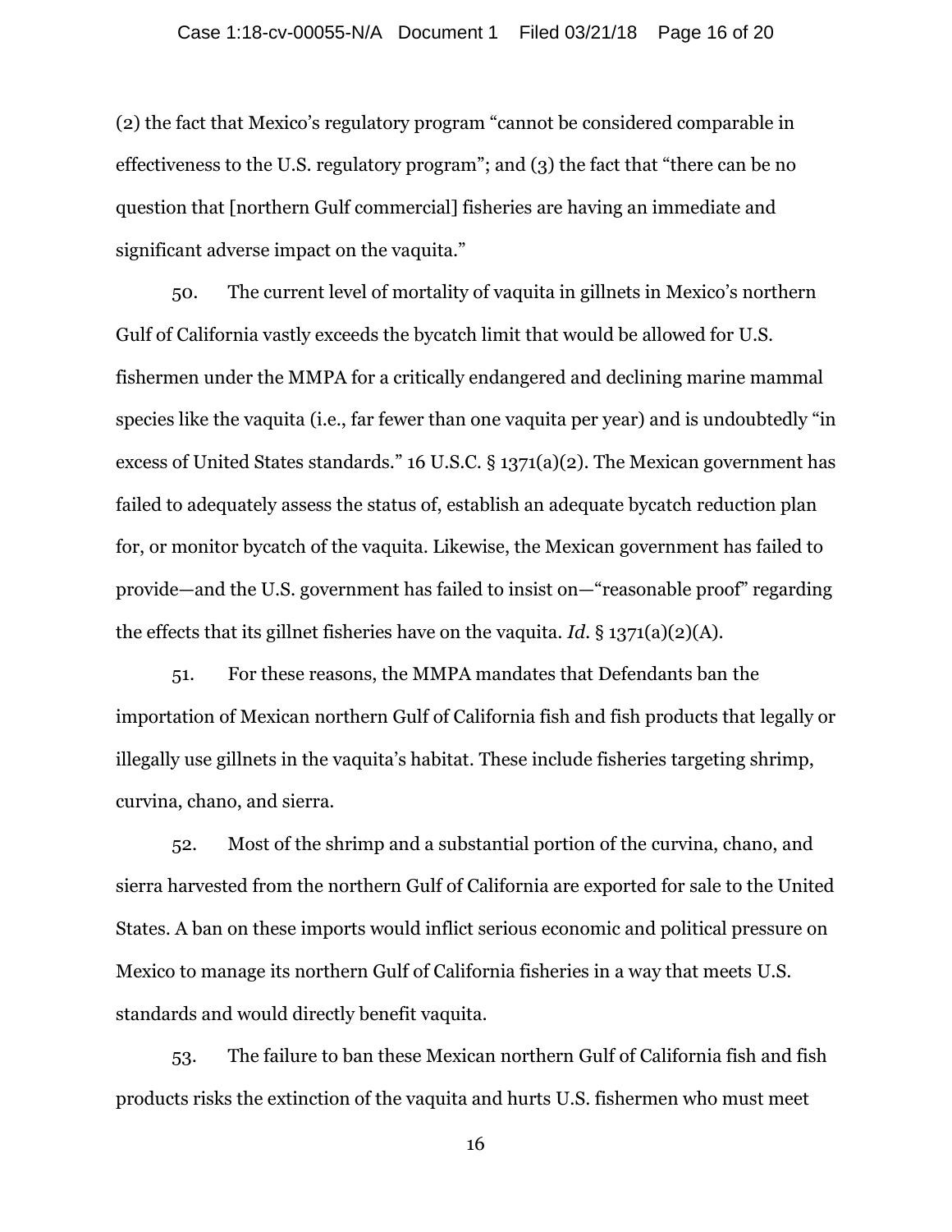(2) the fact that Mexico's regulatory program "cannot be considered comparable in effectiveness to the U.S. regulatory program"; and (3) the fact that "there can be no question that [northern Gulf commercial] fisheries are having an immediate and significant adverse impact on the vaquita."

50. The current level of mortality of vaquita in gillnets in Mexico's northern Gulf of California vastly exceeds the bycatch limit that would be allowed for U.S. fishermen under the MMPA for a critically endangered and declining marine mammal species like the vaquita (i.e., far fewer than one vaquita per year) and is undoubtedly "in excess of United States standards." 16 U.S.C. § 1371(a)(2). The Mexican government has failed to adequately assess the status of, establish an adequate bycatch reduction plan for, or monitor bycatch of the vaquita. Likewise, the Mexican government has failed to provide—and the U.S. government has failed to insist on—"reasonable proof" regarding the effects that its gillnet fisheries have on the vaquita. *Id.* § 1371(a)(2)(A).

51. For these reasons, the MMPA mandates that Defendants ban the importation of Mexican northern Gulf of California fish and fish products that legally or illegally use gillnets in the vaquita's habitat. These include fisheries targeting shrimp, curvina, chano, and sierra.

52. Most of the shrimp and a substantial portion of the curvina, chano, and sierra harvested from the northern Gulf of California are exported for sale to the United States. A ban on these imports would inflict serious economic and political pressure on Mexico to manage its northern Gulf of California fisheries in a way that meets U.S. standards and would directly benefit vaquita.

53. The failure to ban these Mexican northern Gulf of California fish and fish products risks the extinction of the vaquita and hurts U.S. fishermen who must meet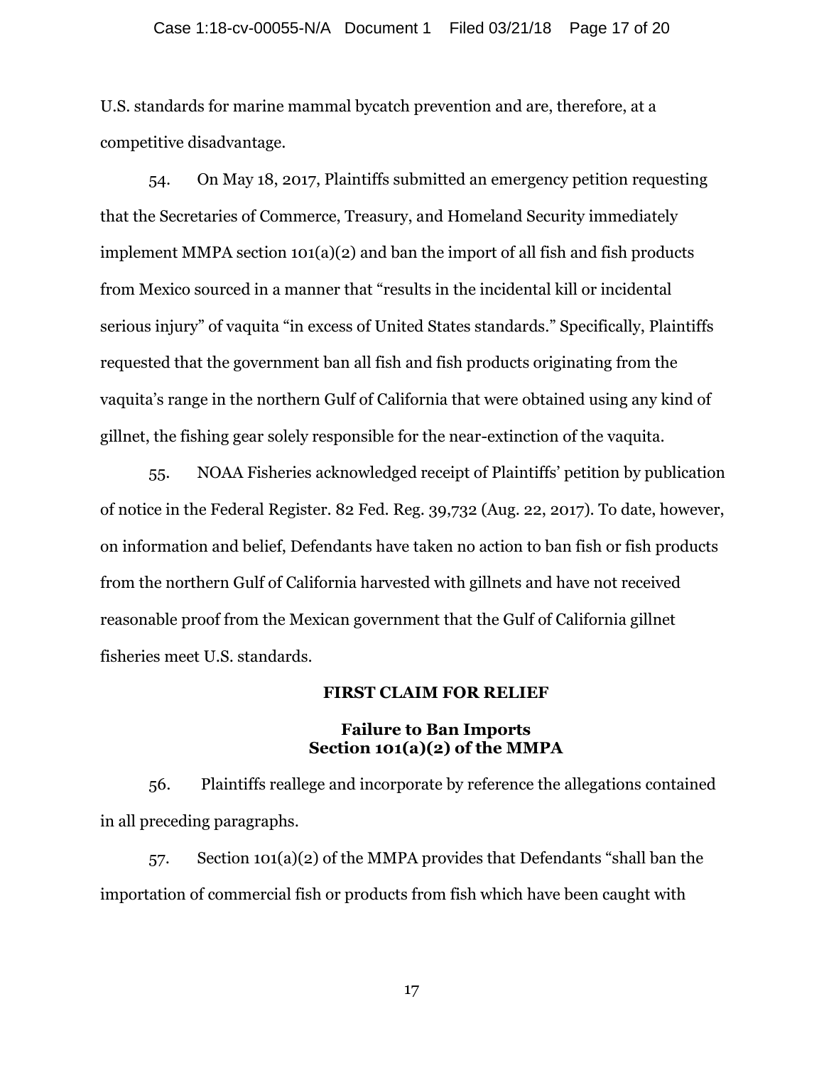U.S. standards for marine mammal bycatch prevention and are, therefore, at a competitive disadvantage.

54. On May 18, 2017, Plaintiffs submitted an emergency petition requesting that the Secretaries of Commerce, Treasury, and Homeland Security immediately implement MMPA section 101(a)(2) and ban the import of all fish and fish products from Mexico sourced in a manner that "results in the incidental kill or incidental serious injury" of vaquita "in excess of United States standards." Specifically, Plaintiffs requested that the government ban all fish and fish products originating from the vaquita's range in the northern Gulf of California that were obtained using any kind of gillnet, the fishing gear solely responsible for the near-extinction of the vaquita.

55. NOAA Fisheries acknowledged receipt of Plaintiffs' petition by publication of notice in the Federal Register. 82 Fed. Reg. 39,732 (Aug. 22, 2017). To date, however, on information and belief, Defendants have taken no action to ban fish or fish products from the northern Gulf of California harvested with gillnets and have not received reasonable proof from the Mexican government that the Gulf of California gillnet fisheries meet U.S. standards.

## FIRST CLAIM FOR RELIEF

### Failure to Ban Imports
### Section 101(a)(2) of the MMPA

56. Plaintiffs reallege and incorporate by reference the allegations contained in all preceding paragraphs.

57. Section 101(a)(2) of the MMPA provides that Defendants "shall ban the importation of commercial fish or products from fish which have been caught with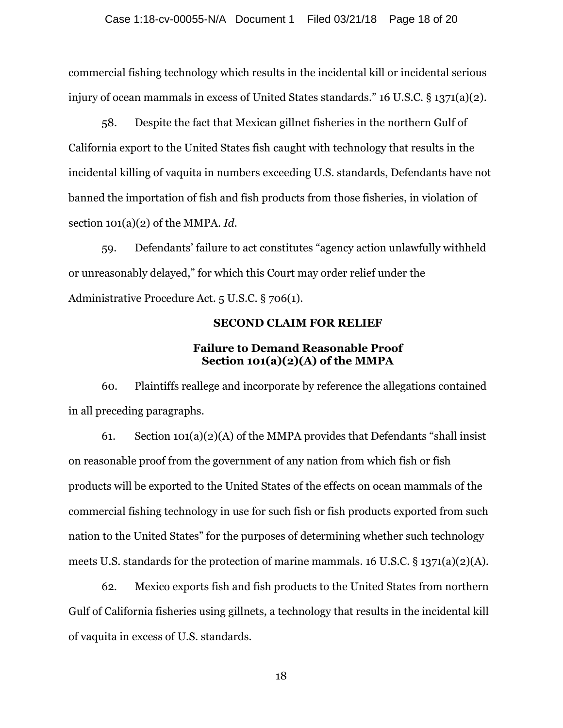commercial fishing technology which results in the incidental kill or incidental serious injury of ocean mammals in excess of United States standards." 16 U.S.C. § 1371(a)(2).

58. Despite the fact that Mexican gillnet fisheries in the northern Gulf of California export to the United States fish caught with technology that results in the incidental killing of vaquita in numbers exceeding U.S. standards, Defendants have not banned the importation of fish and fish products from those fisheries, in violation of section 101(a)(2) of the MMPA. *Id.*

59. Defendants' failure to act constitutes "agency action unlawfully withheld or unreasonably delayed," for which this Court may order relief under the Administrative Procedure Act. 5 U.S.C. § 706(1).

**SECOND CLAIM FOR RELIEF**

**Failure to Demand Reasonable Proof**
**Section 101(a)(2)(A) of the MMPA**

60. Plaintiffs reallege and incorporate by reference the allegations contained in all preceding paragraphs.

61. Section 101(a)(2)(A) of the MMPA provides that Defendants "shall insist on reasonable proof from the government of any nation from which fish or fish products will be exported to the United States of the effects on ocean mammals of the commercial fishing technology in use for such fish or fish products exported from such nation to the United States" for the purposes of determining whether such technology meets U.S. standards for the protection of marine mammals. 16 U.S.C. § 1371(a)(2)(A).

62. Mexico exports fish and fish products to the United States from northern Gulf of California fisheries using gillnets, a technology that results in the incidental kill of vaquita in excess of U.S. standards.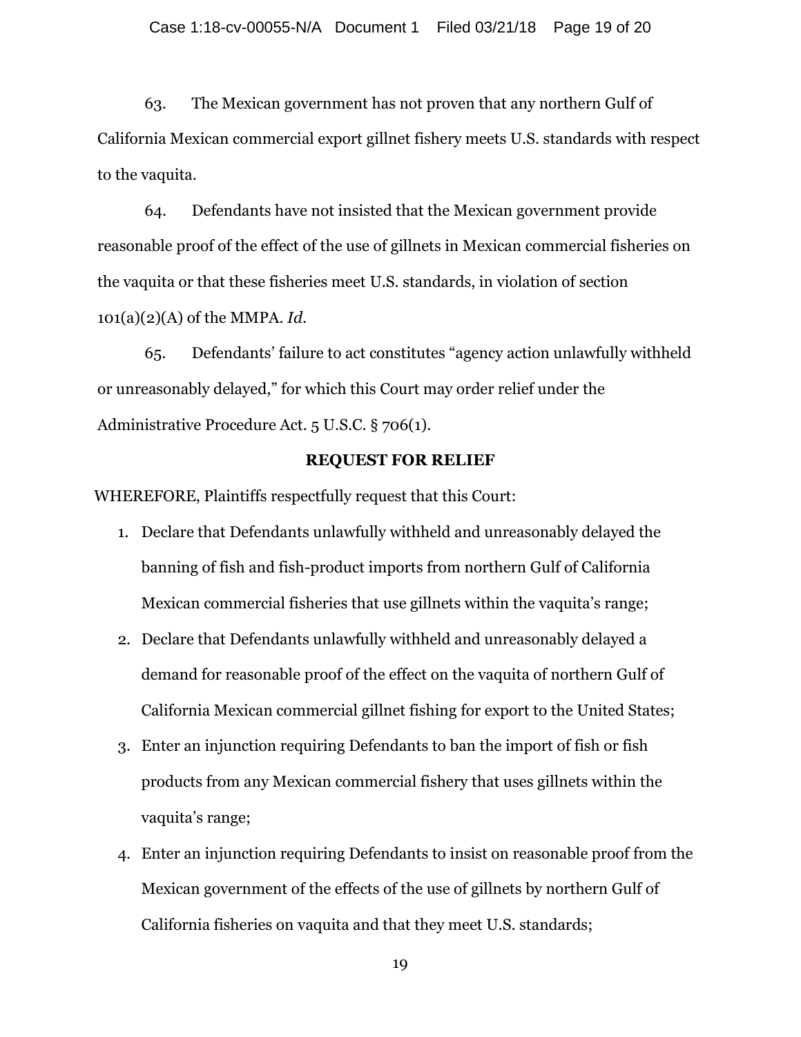63. The Mexican government has not proven that any northern Gulf of California Mexican commercial export gillnet fishery meets U.S. standards with respect to the vaquita.

64. Defendants have not insisted that the Mexican government provide reasonable proof of the effect of the use of gillnets in Mexican commercial fisheries on the vaquita or that these fisheries meet U.S. standards, in violation of section 101(a)(2)(A) of the MMPA. *Id.*

65. Defendants' failure to act constitutes "agency action unlawfully withheld or unreasonably delayed," for which this Court may order relief under the Administrative Procedure Act. 5 U.S.C. § 706(1).

## REQUEST FOR RELIEF

WHEREFORE, Plaintiffs respectfully request that this Court:

1. Declare that Defendants unlawfully withheld and unreasonably delayed the banning of fish and fish-product imports from northern Gulf of California Mexican commercial fisheries that use gillnets within the vaquita's range;
2. Declare that Defendants unlawfully withheld and unreasonably delayed a demand for reasonable proof of the effect on the vaquita of northern Gulf of California Mexican commercial gillnet fishing for export to the United States;
3. Enter an injunction requiring Defendants to ban the import of fish or fish products from any Mexican commercial fishery that uses gillnets within the vaquita's range;
4. Enter an injunction requiring Defendants to insist on reasonable proof from the Mexican government of the effects of the use of gillnets by northern Gulf of California fisheries on vaquita and that they meet U.S. standards;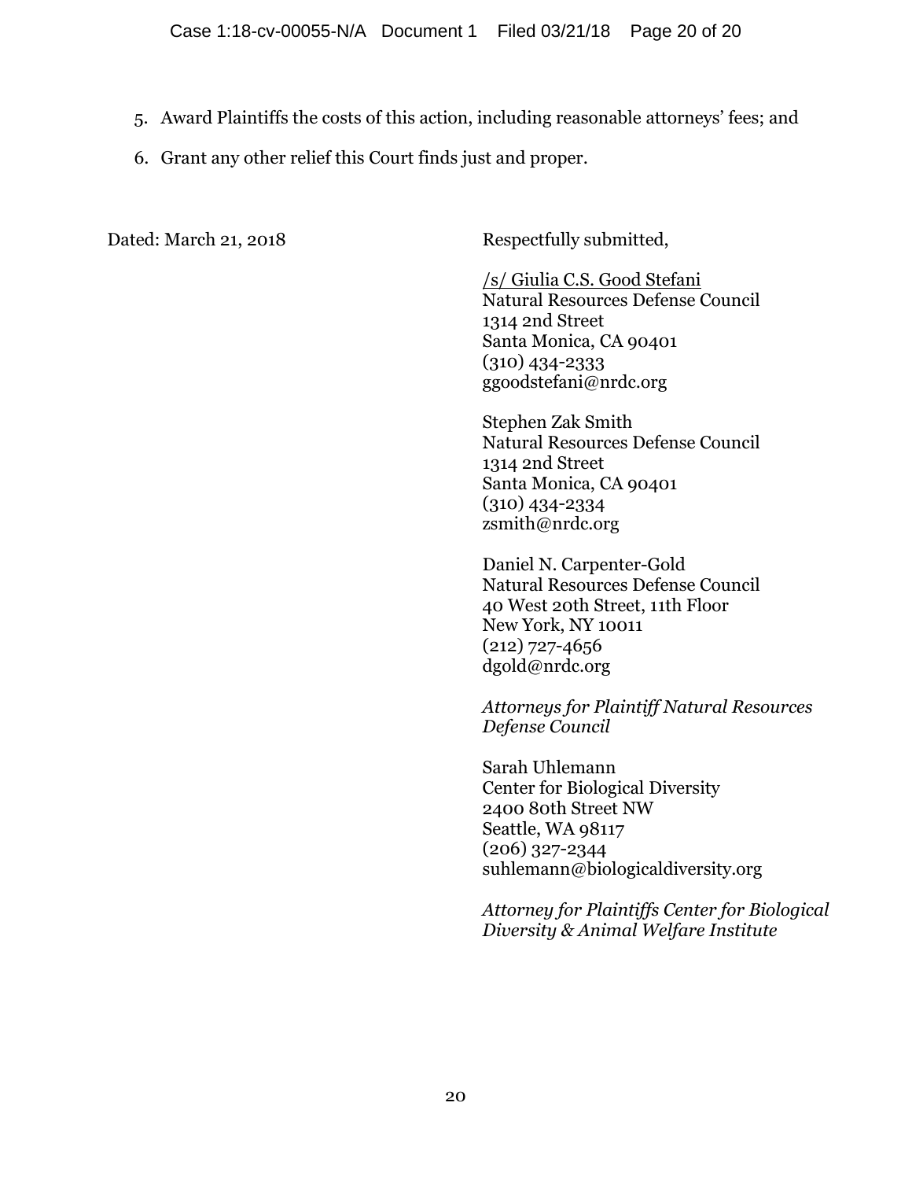5. Award Plaintiffs the costs of this action, including reasonable attorneys' fees; and
6. Grant any other relief this Court finds just and proper.

Dated: March 21, 2018

Respectfully submitted,

/s/ Giulia C.S. Good Stefani
Natural Resources Defense Council
1314 2nd Street
Santa Monica, CA 90401
(310) 434-2333
ggoodstefani@nrdc.org

Stephen Zak Smith
Natural Resources Defense Council
1314 2nd Street
Santa Monica, CA 90401
(310) 434-2334
zsmith@nrdc.org

Daniel N. Carpenter-Gold
Natural Resources Defense Council
40 West 20th Street, 11th Floor
New York, NY 10011
(212) 727-4656
dgold@nrdc.org

*Attorneys for Plaintiff Natural Resources Defense Council*

Sarah Uhlemann
Center for Biological Diversity
2400 80th Street NW
Seattle, WA 98117
(206) 327-2344
suhlemann@biologicaldiversity.org

*Attorney for Plaintiffs Center for Biological Diversity & Animal Welfare Institute*